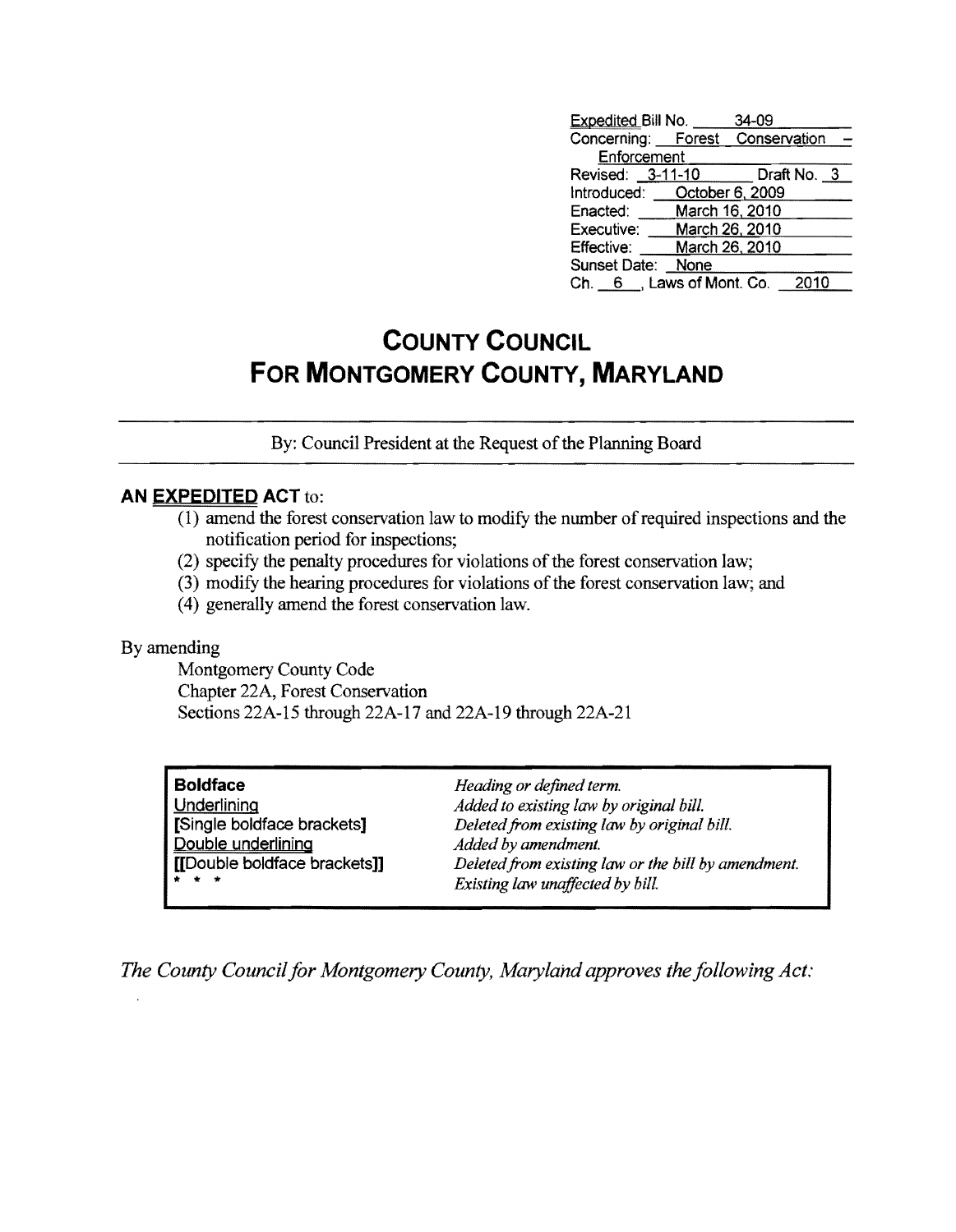Expedited Bill No. 34-09
Concerning: Forest Conservation – Enforcement
Revised: 3-11-10 Draft No. 3
Introduced: October 6, 2009
Enacted: March 16, 2010
Executive: March 26, 2010
Effective: March 26, 2010
Sunset Date: None
Ch. 6, Laws of Mont. Co. 2010

# COUNTY COUNCIL FOR MONTGOMERY COUNTY, MARYLAND

By: Council President at the Request of the Planning Board

**AN EXPEDITED ACT** to:

(1) amend the forest conservation law to modify the number of required inspections and the notification period for inspections;
(2) specify the penalty procedures for violations of the forest conservation law;
(3) modify the hearing procedures for violations of the forest conservation law; and
(4) generally amend the forest conservation law.

By amending

Montgomery County Code
Chapter 22A, Forest Conservation
Sections 22A-15 through 22A-17 and 22A-19 through 22A-21

| | |
|---|---|
| **Boldface** | *Heading or defined term.* |
| Underlining | *Added to existing law by original bill.* |
| **[Single boldface brackets]** | *Deleted from existing law by original bill.* |
| Double underlining | *Added by amendment.* |
| **[[Double boldface brackets]]** | *Deleted from existing law or the bill by amendment.* |
| * * * | *Existing law unaffected by bill.* |

*The County Council for Montgomery County, Maryland approves the following Act:*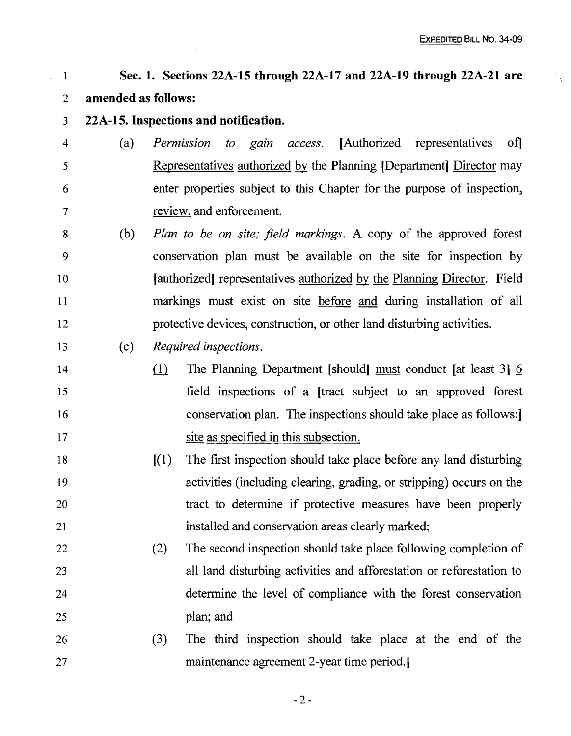**Sec. 1. Sections 22A-15 through 22A-17 and 22A-19 through 22A-21 are amended as follows:**

**22A-15. Inspections and notification.**

(a) *Permission to gain access.* [Authorized representatives of] Representatives authorized by the Planning [Department] Director may enter properties subject to this Chapter for the purpose of inspection, review, and enforcement.

(b) *Plan to be on site; field markings.* A copy of the approved forest conservation plan must be available on the site for inspection by [authorized] representatives authorized by the Planning Director. Field markings must exist on site before and during installation of all protective devices, construction, or other land disturbing activities.

(c) *Required inspections.*

(1) The Planning Department [should] must conduct [at least 3] 6 field inspections of a [tract subject to an approved forest conservation plan. The inspections should take place as follows:] site as specified in this subsection.

[(1) The first inspection should take place before any land disturbing activities (including clearing, grading, or stripping) occurs on the tract to determine if protective measures have been properly installed and conservation areas clearly marked;

(2) The second inspection should take place following completion of all land disturbing activities and afforestation or reforestation to determine the level of compliance with the forest conservation plan; and

(3) The third inspection should take place at the end of the maintenance agreement 2-year time period.]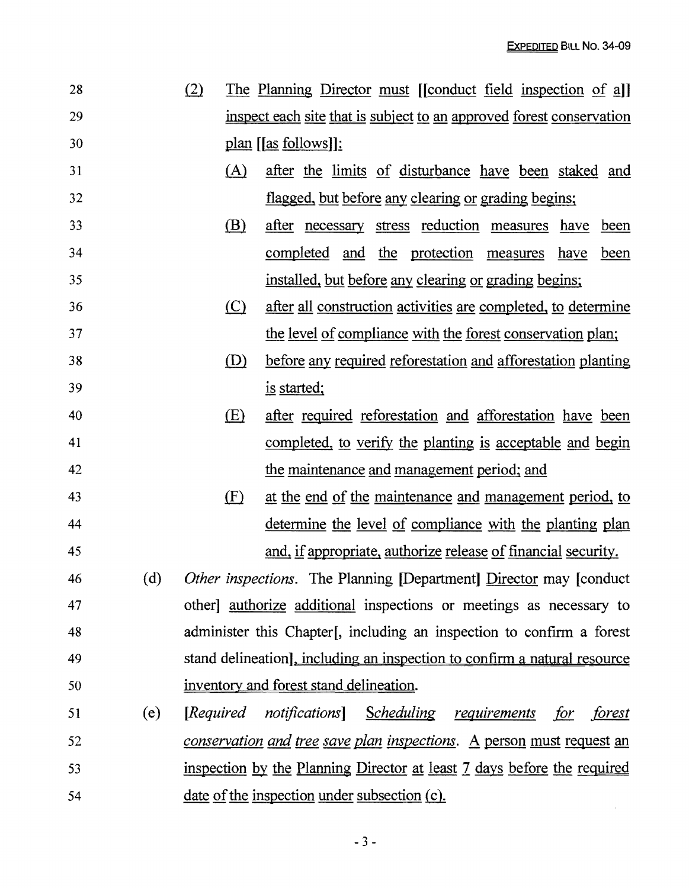28 (2) The Planning Director must [[conduct field inspection of a]]
29 inspect each site that is subject to an approved forest conservation
30 plan [[as follows]]:

31 (A) after the limits of disturbance have been staked and
32 flagged, but before any clearing or grading begins;

33 (B) after necessary stress reduction measures have been
34 completed and the protection measures have been
35 installed, but before any clearing or grading begins;

36 (C) after all construction activities are completed, to determine
37 the level of compliance with the forest conservation plan;

38 (D) before any required reforestation and afforestation planting
39 is started;

40 (E) after required reforestation and afforestation have been
41 completed, to verify the planting is acceptable and begin
42 the maintenance and management period; and

43 (F) at the end of the maintenance and management period, to
44 determine the level of compliance with the planting plan
45 and, if appropriate, authorize release of financial security.

46 (d) *Other inspections*. The Planning [Department] Director may [conduct
47 other] authorize additional inspections or meetings as necessary to
48 administer this Chapter[, including an inspection to confirm a forest
49 stand delineation], including an inspection to confirm a natural resource
50 inventory and forest stand delineation.

51 (e) [*Required notifications*] *Scheduling requirements for forest*
52 *conservation and tree save plan inspections*. A person must request an
53 inspection by the Planning Director at least 7 days before the required
54 date of the inspection under subsection (c).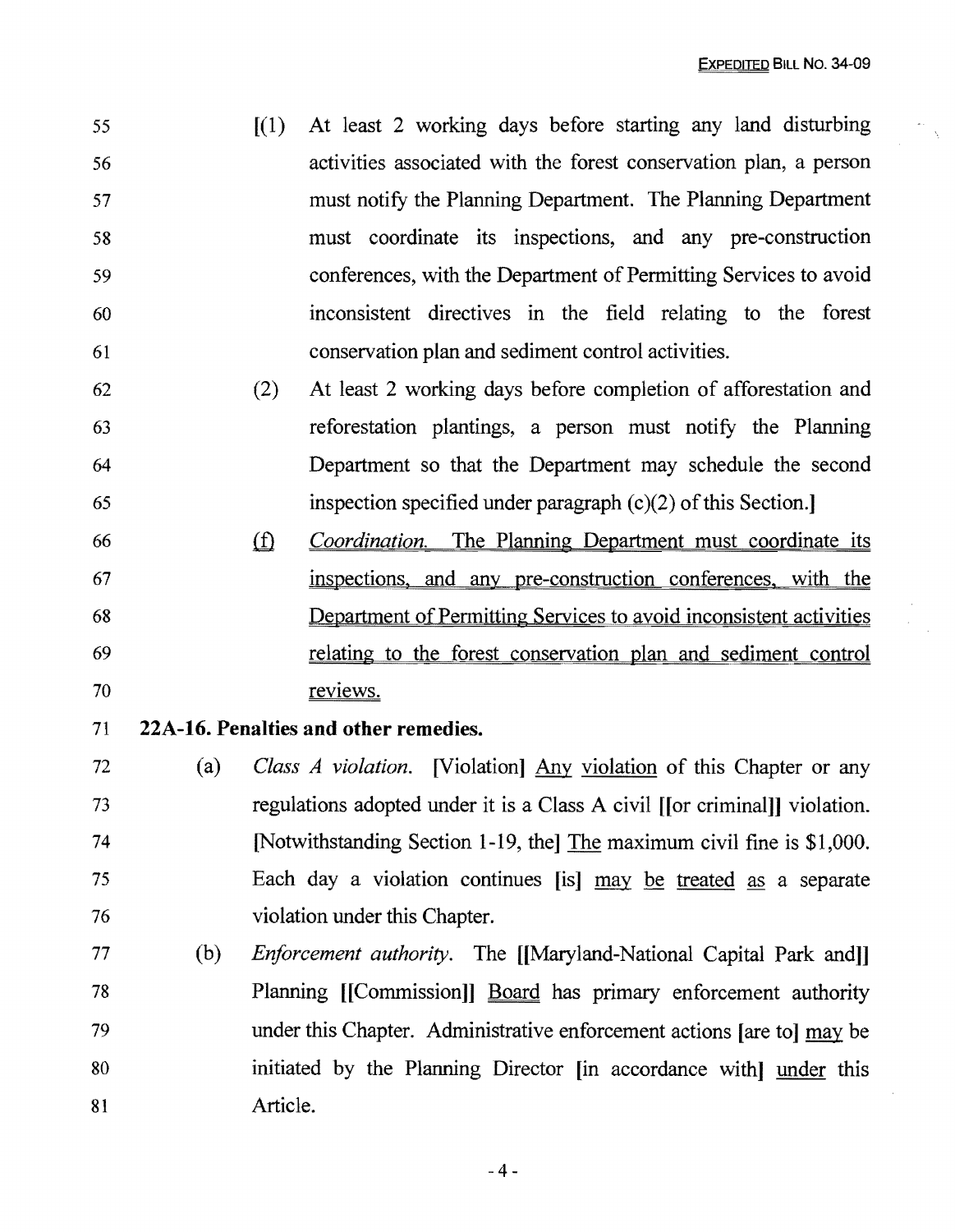55 [(1) At least 2 working days before starting any land disturbing
56 activities associated with the forest conservation plan, a person
57 must notify the Planning Department. The Planning Department
58 must coordinate its inspections, and any pre-construction
59 conferences, with the Department of Permitting Services to avoid
60 inconsistent directives in the field relating to the forest
61 conservation plan and sediment control activities.

62 (2) At least 2 working days before completion of afforestation and
63 reforestation plantings, a person must notify the Planning
64 Department so that the Department may schedule the second
65 inspection specified under paragraph (c)(2) of this Section.]

66 (f) *Coordination.* The Planning Department must coordinate its
67 inspections, and any pre-construction conferences, with the
68 Department of Permitting Services to avoid inconsistent activities
69 relating to the forest conservation plan and sediment control
70 reviews.

71 **22A-16. Penalties and other remedies.**

72 (a) *Class A violation.* [Violation] Any violation of this Chapter or any
73 regulations adopted under it is a Class A civil [[or criminal]] violation.
74 [Notwithstanding Section 1-19, the] The maximum civil fine is $1,000.
75 Each day a violation continues [is] may be treated as a separate
76 violation under this Chapter.

77 (b) *Enforcement authority.* The [[Maryland-National Capital Park and]]
78 Planning [[Commission]] Board has primary enforcement authority
79 under this Chapter. Administrative enforcement actions [are to] may be
80 initiated by the Planning Director [in accordance with] under this
81 Article.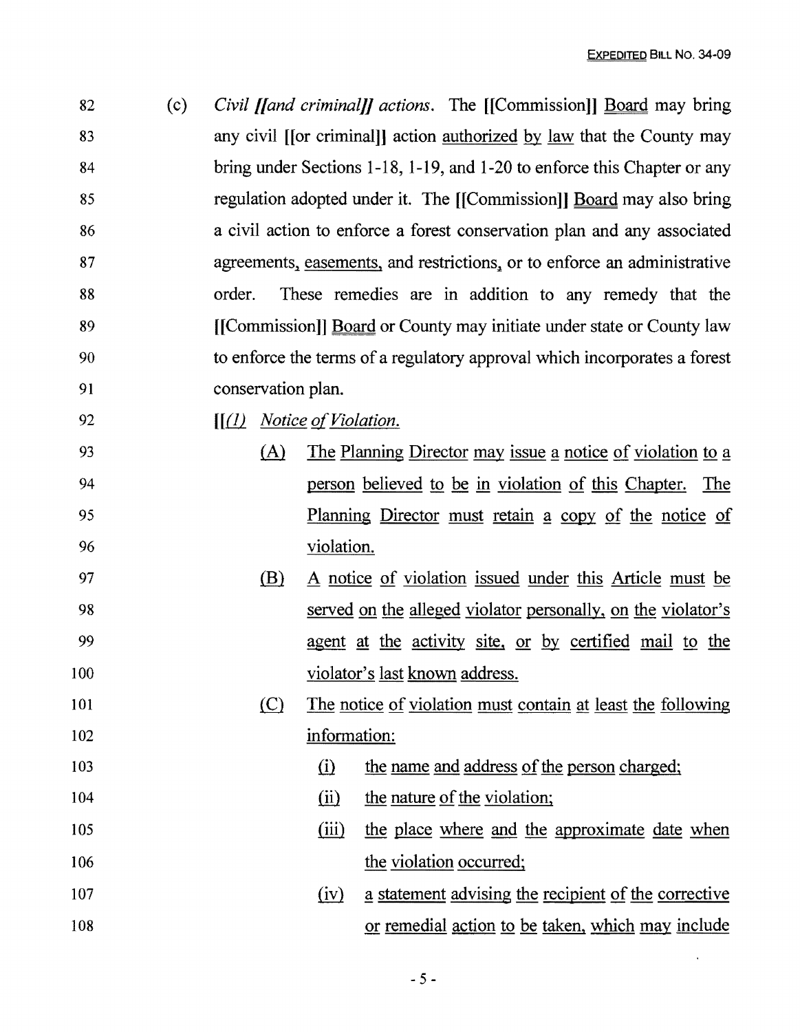82 (c) *Civil [[and criminal]] actions*. The [[Commission]] Board may bring
83 any civil [[or criminal]] action authorized by law that the County may
84 bring under Sections 1-18, 1-19, and 1-20 to enforce this Chapter or any
85 regulation adopted under it. The [[Commission]] Board may also bring
86 a civil action to enforce a forest conservation plan and any associated
87 agreements, easements, and restrictions, or to enforce an administrative
88 order. These remedies are in addition to any remedy that the
89 [[Commission]] Board or County may initiate under state or County law
90 to enforce the terms of a regulatory approval which incorporates a forest
91 conservation plan.

92 [[*(1) Notice of Violation.*

93 (A) The Planning Director may issue a notice of violation to a
94 person believed to be in violation of this Chapter. The
95 Planning Director must retain a copy of the notice of
96 violation.

97 (B) A notice of violation issued under this Article must be
98 served on the alleged violator personally, on the violator's
99 agent at the activity site, or by certified mail to the
100 violator's last known address.

101 (C) The notice of violation must contain at least the following
102 information:

103 (i) the name and address of the person charged;

104 (ii) the nature of the violation;

105 (iii) the place where and the approximate date when
106 the violation occurred;

107 (iv) a statement advising the recipient of the corrective
108 or remedial action to be taken, which may include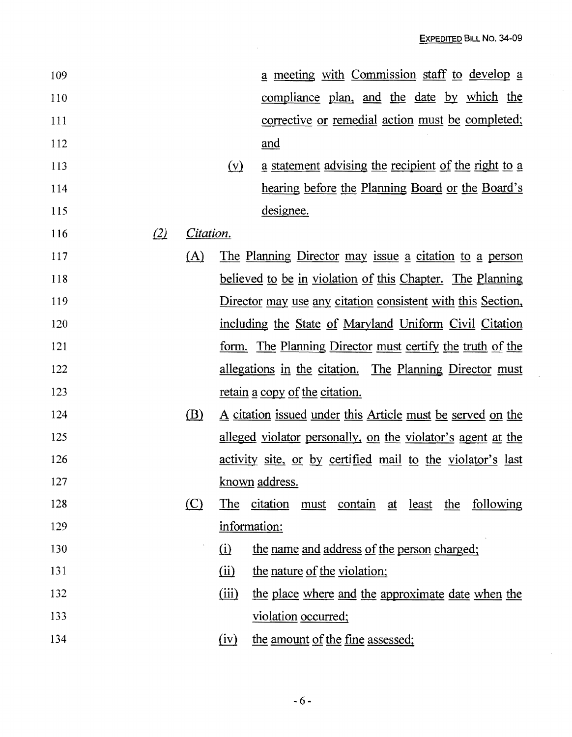a meeting with Commission staff to develop a compliance plan, and the date by which the corrective or remedial action must be completed; and

(v) a statement advising the recipient of the right to a hearing before the Planning Board or the Board's designee.

*(2)* *Citation.*

(A) The Planning Director may issue a citation to a person believed to be in violation of this Chapter. The Planning Director may use any citation consistent with this Section, including the State of Maryland Uniform Civil Citation form. The Planning Director must certify the truth of the allegations in the citation. The Planning Director must retain a copy of the citation.

(B) A citation issued under this Article must be served on the alleged violator personally, on the violator's agent at the activity site, or by certified mail to the violator's last known address.

(C) The citation must contain at least the following information:

(i) the name and address of the person charged;

(ii) the nature of the violation;

(iii) the place where and the approximate date when the violation occurred;

(iv) the amount of the fine assessed;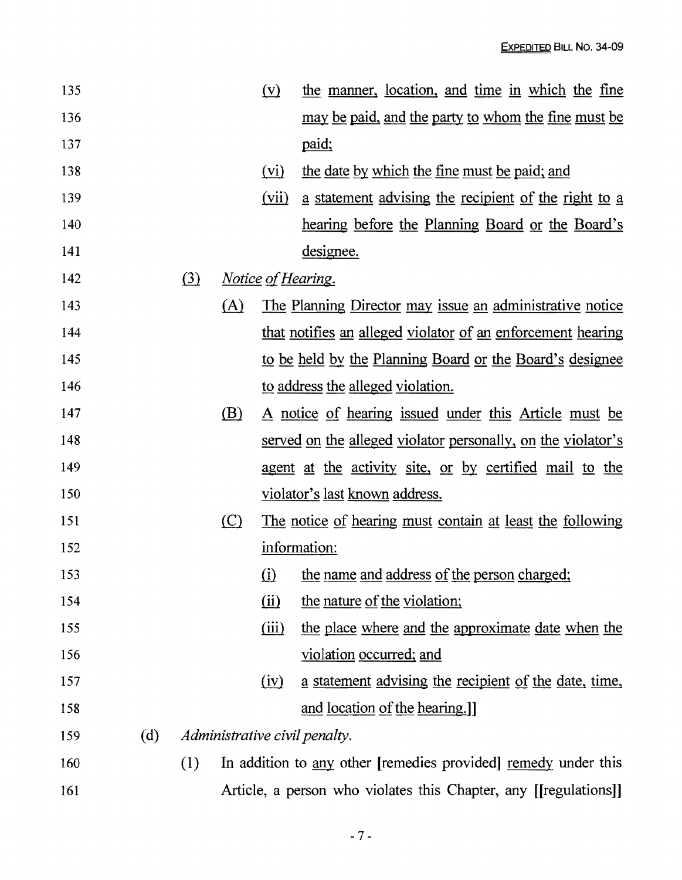(v) the manner, location, and time in which the fine may be paid, and the party to whom the fine must be paid;

(vi) the date by which the fine must be paid; and

(vii) a statement advising the recipient of the right to a hearing before the Planning Board or the Board's designee.

(3) *Notice of Hearing.*

(A) The Planning Director may issue an administrative notice that notifies an alleged violator of an enforcement hearing to be held by the Planning Board or the Board's designee to address the alleged violation.

(B) A notice of hearing issued under this Article must be served on the alleged violator personally, on the violator's agent at the activity site, or by certified mail to the violator's last known address.

(C) The notice of hearing must contain at least the following information:

(i) the name and address of the person charged;

(ii) the nature of the violation;

(iii) the place where and the approximate date when the violation occurred; and

(iv) a statement advising the recipient of the date, time, and location of the hearing.]]

(d) *Administrative civil penalty.*

(1) In addition to any other [remedies provided] remedy under this Article, a person who violates this Chapter, any [[regulations]]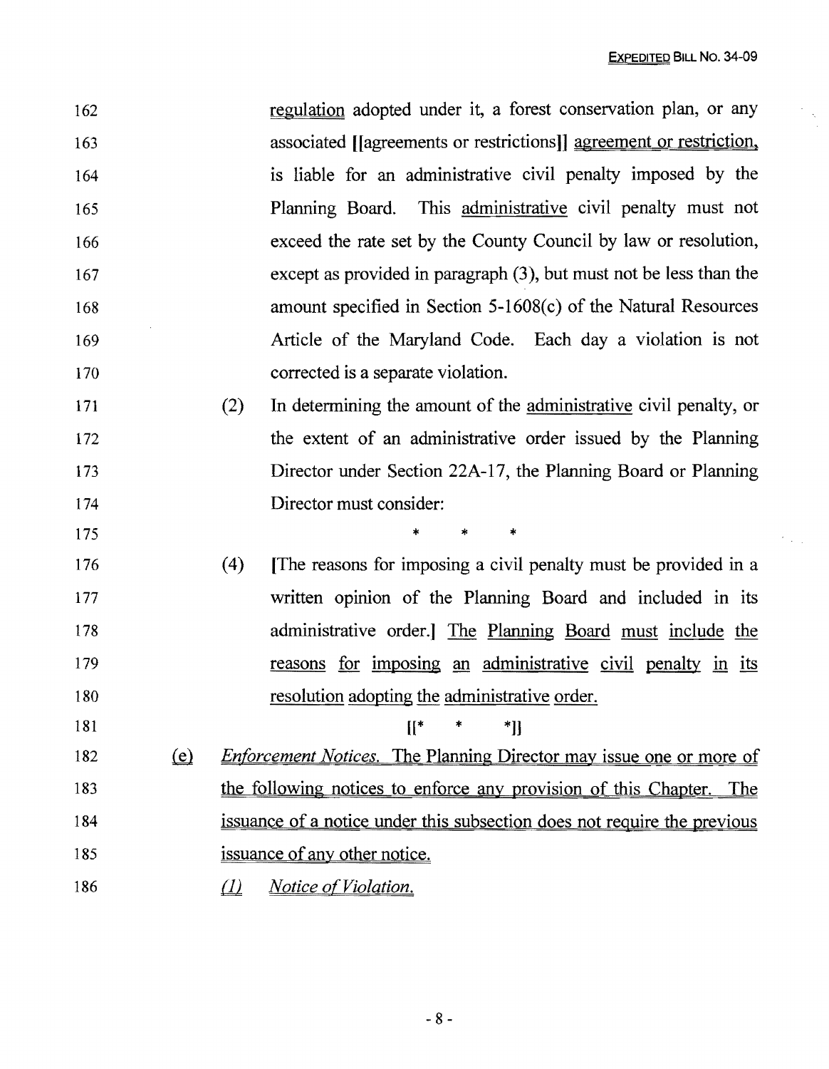162 regulation adopted under it, a forest conservation plan, or any
163 associated [[agreements or restrictions]] agreement or restriction,
164 is liable for an administrative civil penalty imposed by the
165 Planning Board. This administrative civil penalty must not
166 exceed the rate set by the County Council by law or resolution,
167 except as provided in paragraph (3), but must not be less than the
168 amount specified in Section 5-1608(c) of the Natural Resources
169 Article of the Maryland Code. Each day a violation is not
170 corrected is a separate violation.

171 (2) In determining the amount of the administrative civil penalty, or
172 the extent of an administrative order issued by the Planning
173 Director under Section 22A-17, the Planning Board or Planning
174 Director must consider:

175 * * *

176 (4) [The reasons for imposing a civil penalty must be provided in a
177 written opinion of the Planning Board and included in its
178 administrative order.] The Planning Board must include the
179 reasons for imposing an administrative civil penalty in its
180 resolution adopting the administrative order.

181 [[* * *]]

182 (e) *Enforcement Notices.* The Planning Director may issue one or more of
183 the following notices to enforce any provision of this Chapter. The
184 issuance of a notice under this subsection does not require the previous
185 issuance of any other notice.

186 *(1) Notice of Violation.*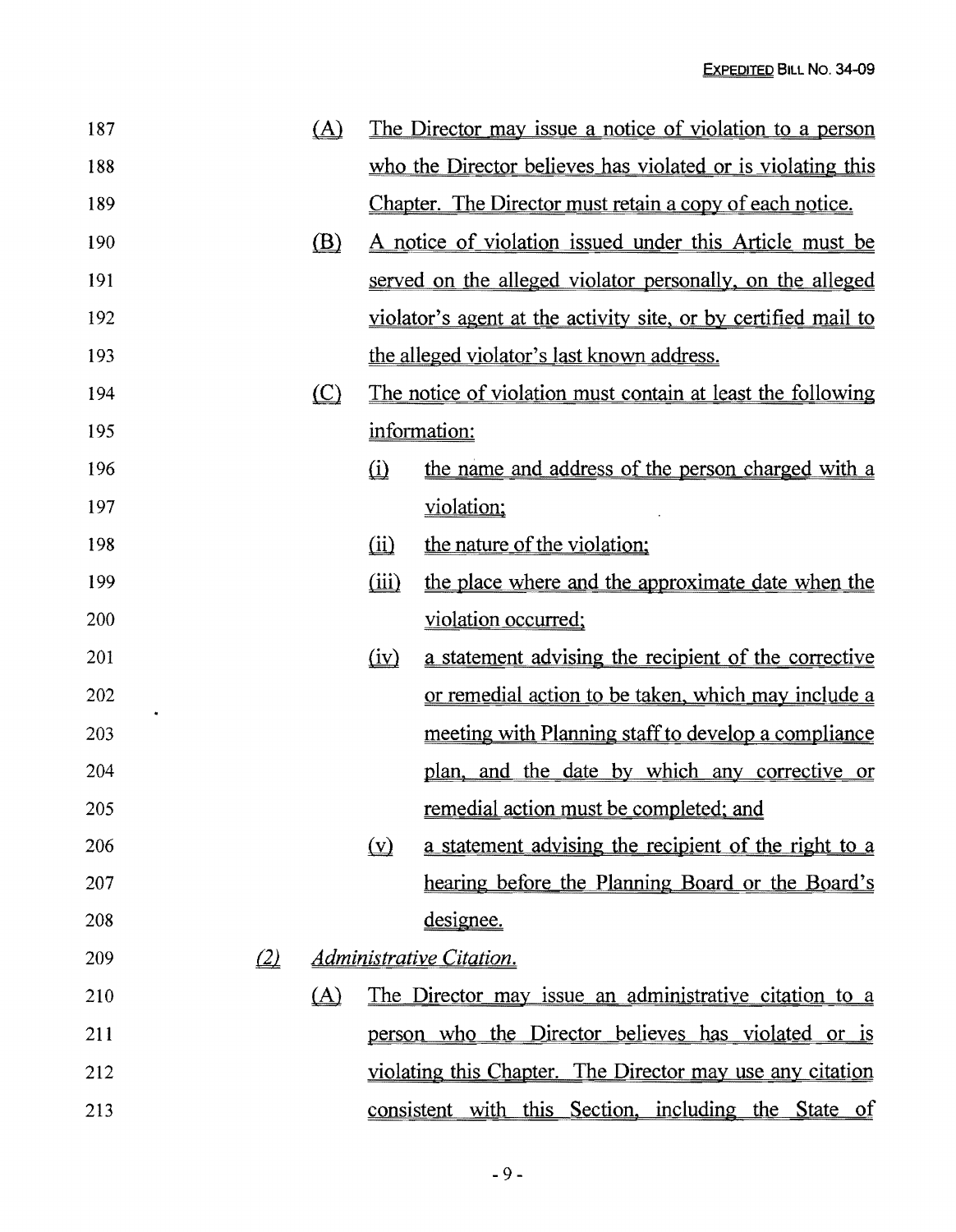(A) The Director may issue a notice of violation to a person who the Director believes has violated or is violating this Chapter. The Director must retain a copy of each notice.

(B) A notice of violation issued under this Article must be served on the alleged violator personally, on the alleged violator's agent at the activity site, or by certified mail to the alleged violator's last known address.

(C) The notice of violation must contain at least the following information:

   (i) the name and address of the person charged with a violation;

   (ii) the nature of the violation;

   (iii) the place where and the approximate date when the violation occurred;

   (iv) a statement advising the recipient of the corrective or remedial action to be taken, which may include a meeting with Planning staff to develop a compliance plan, and the date by which any corrective or remedial action must be completed; and

   (v) a statement advising the recipient of the right to a hearing before the Planning Board or the Board's designee.

*(2) Administrative Citation.*

(A) The Director may issue an administrative citation to a person who the Director believes has violated or is violating this Chapter. The Director may use any citation consistent with this Section, including the State of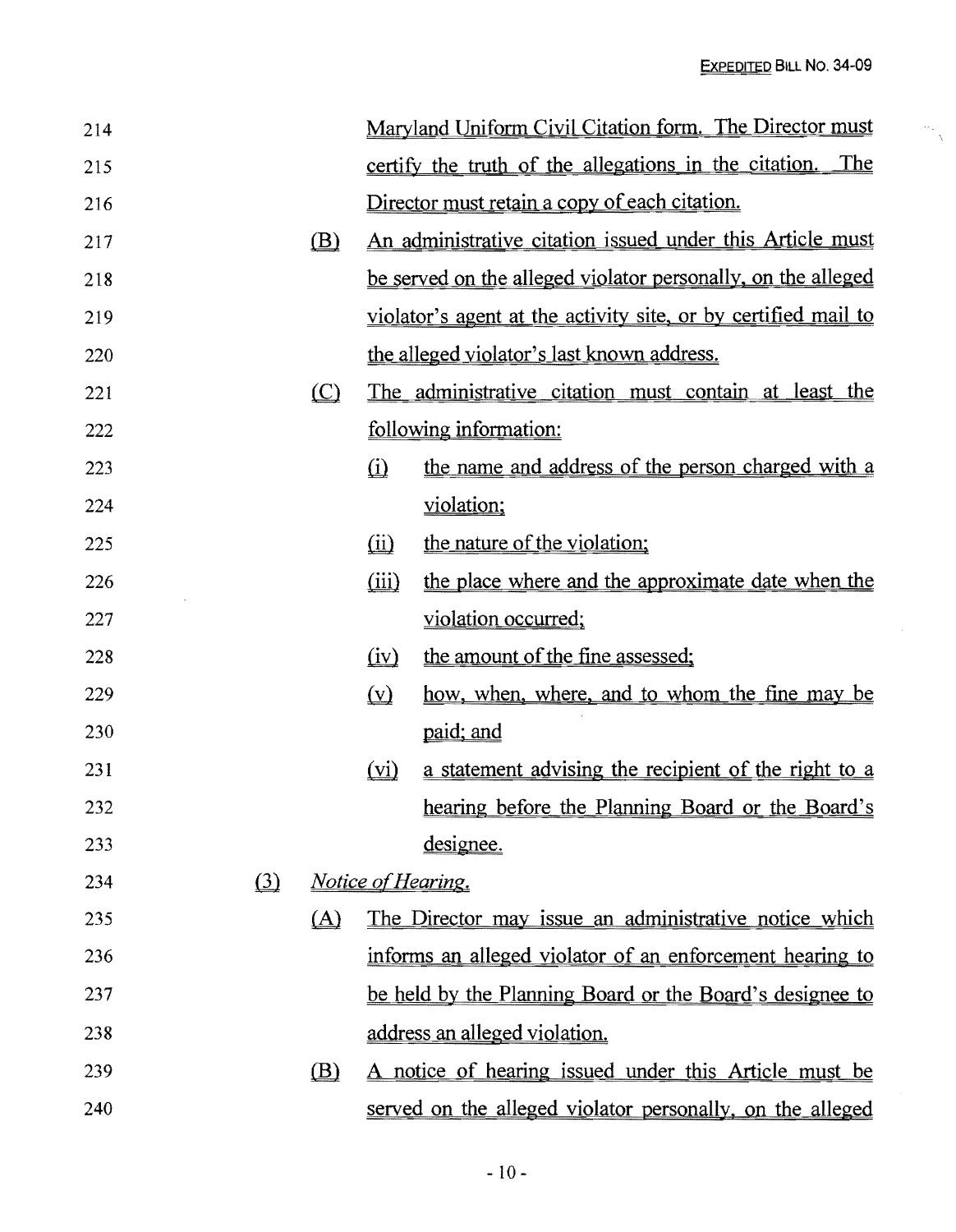Maryland Uniform Civil Citation form. The Director must certify the truth of the allegations in the citation. The Director must retain a copy of each citation.

(B) An administrative citation issued under this Article must be served on the alleged violator personally, on the alleged violator's agent at the activity site, or by certified mail to the alleged violator's last known address.

(C) The administrative citation must contain at least the following information:

(i) the name and address of the person charged with a violation;

(ii) the nature of the violation;

(iii) the place where and the approximate date when the violation occurred;

(iv) the amount of the fine assessed;

(v) how, when, where, and to whom the fine may be paid; and

(vi) a statement advising the recipient of the right to a hearing before the Planning Board or the Board's designee.

(3) *Notice of Hearing.*

(A) The Director may issue an administrative notice which informs an alleged violator of an enforcement hearing to be held by the Planning Board or the Board's designee to address an alleged violation.

(B) A notice of hearing issued under this Article must be served on the alleged violator personally, on the alleged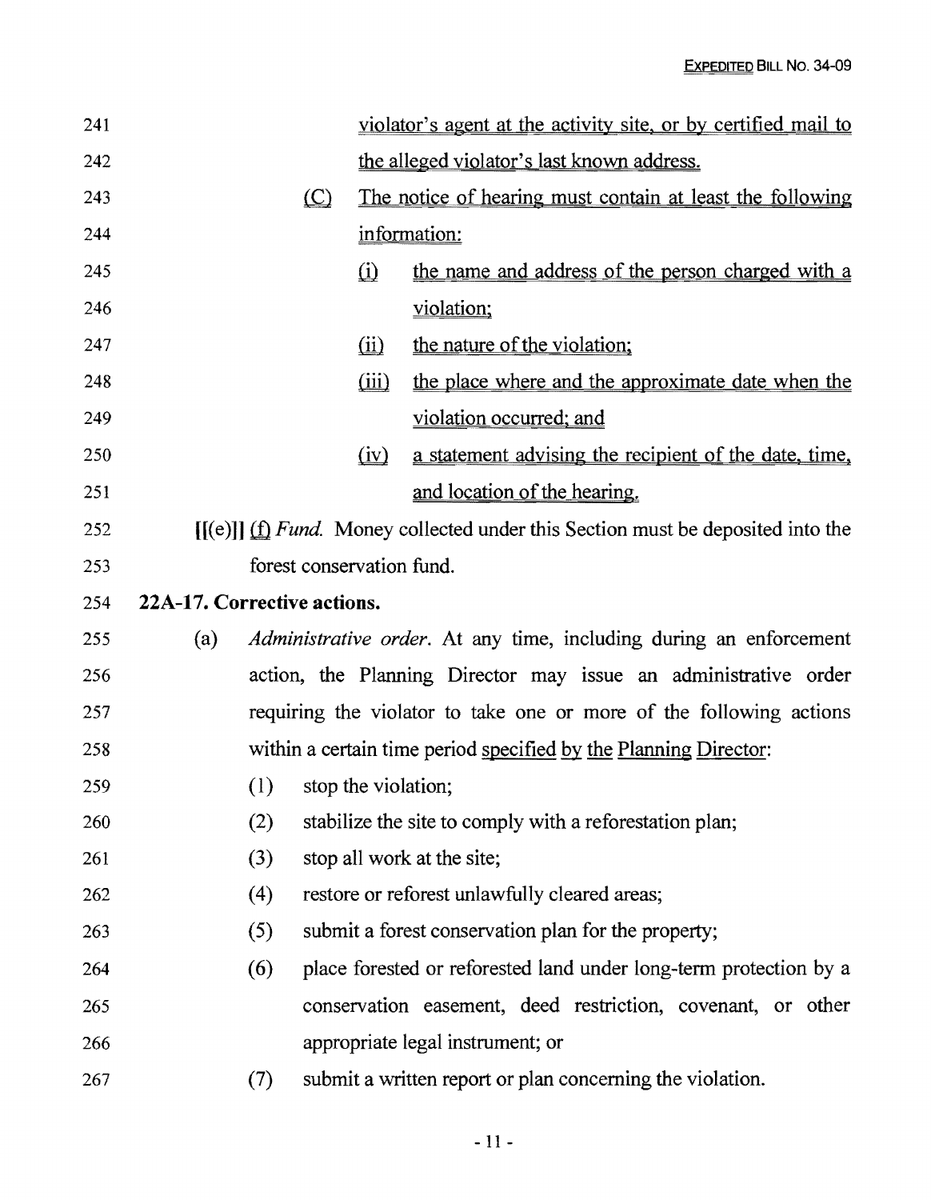violator's agent at the activity site, or by certified mail to the alleged violator's last known address.

(C) The notice of hearing must contain at least the following information:

(i) the name and address of the person charged with a violation;

(ii) the nature of the violation;

(iii) the place where and the approximate date when the violation occurred; and

(iv) a statement advising the recipient of the date, time, and location of the hearing.

[[(e)]] (f) *Fund.* Money collected under this Section must be deposited into the forest conservation fund.

**22A-17. Corrective actions.**

(a) *Administrative order.* At any time, including during an enforcement action, the Planning Director may issue an administrative order requiring the violator to take one or more of the following actions within a certain time period specified by the Planning Director:

(1) stop the violation;

(2) stabilize the site to comply with a reforestation plan;

(3) stop all work at the site;

(4) restore or reforest unlawfully cleared areas;

(5) submit a forest conservation plan for the property;

(6) place forested or reforested land under long-term protection by a conservation easement, deed restriction, covenant, or other appropriate legal instrument; or

(7) submit a written report or plan concerning the violation.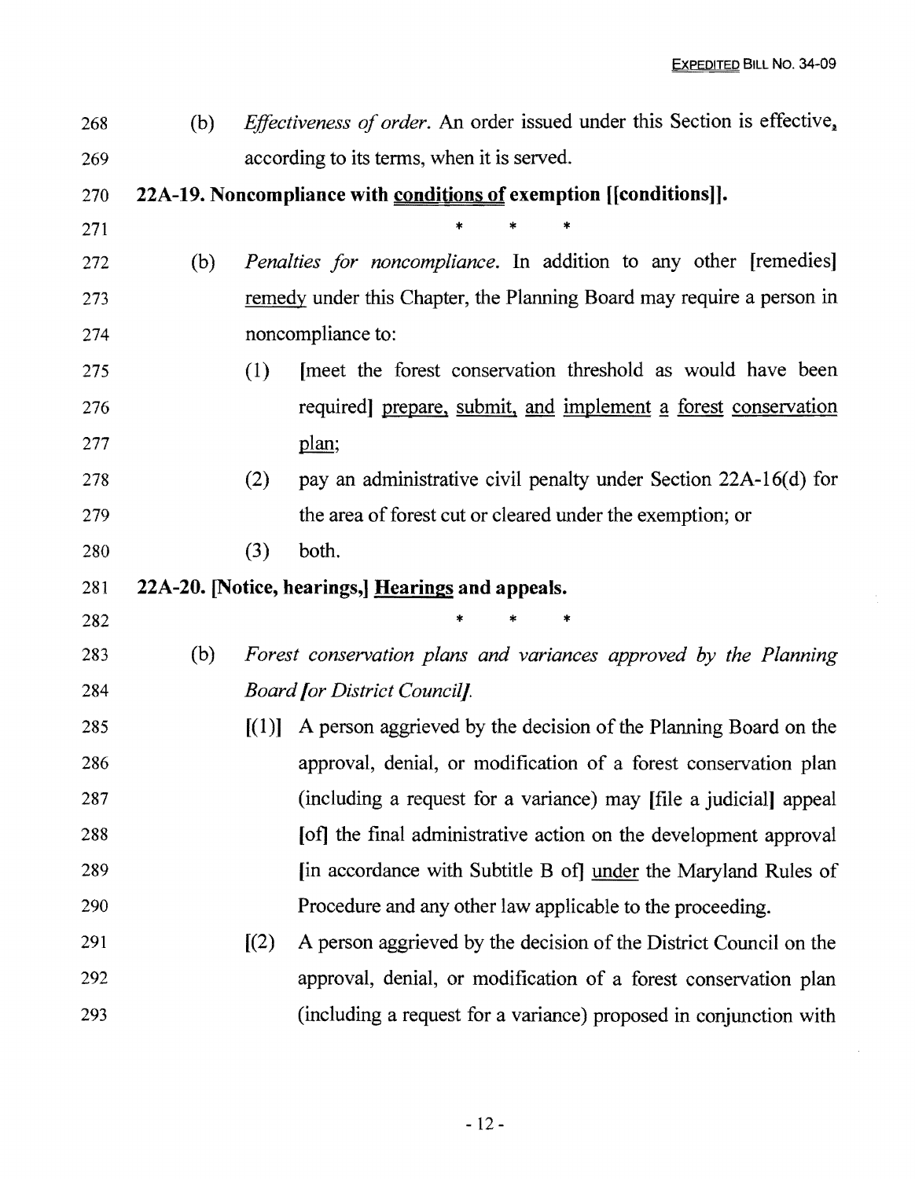268 (b) *Effectiveness of order.* An order issued under this Section is effective, 269 according to its terms, when it is served.

270 **22A-19. Noncompliance with conditions of exemption [[conditions]].**

271 * * *

272 (b) *Penalties for noncompliance.* In addition to any other [remedies] 273 remedy under this Chapter, the Planning Board may require a person in 274 noncompliance to:

275 (1) [meet the forest conservation threshold as would have been 276 required] prepare, submit, and implement a forest conservation 277 plan;

278 (2) pay an administrative civil penalty under Section 22A-16(d) for 279 the area of forest cut or cleared under the exemption; or

280 (3) both.

281 **22A-20. [Notice, hearings,] Hearings and appeals.**

282 * * *

283 (b) *Forest conservation plans and variances approved by the Planning* 284 *Board [or District Council].*

285 [(1)] A person aggrieved by the decision of the Planning Board on the 286 approval, denial, or modification of a forest conservation plan 287 (including a request for a variance) may [file a judicial] appeal 288 [of] the final administrative action on the development approval 289 [in accordance with Subtitle B of] under the Maryland Rules of 290 Procedure and any other law applicable to the proceeding.

291 [(2) A person aggrieved by the decision of the District Council on the 292 approval, denial, or modification of a forest conservation plan 293 (including a request for a variance) proposed in conjunction with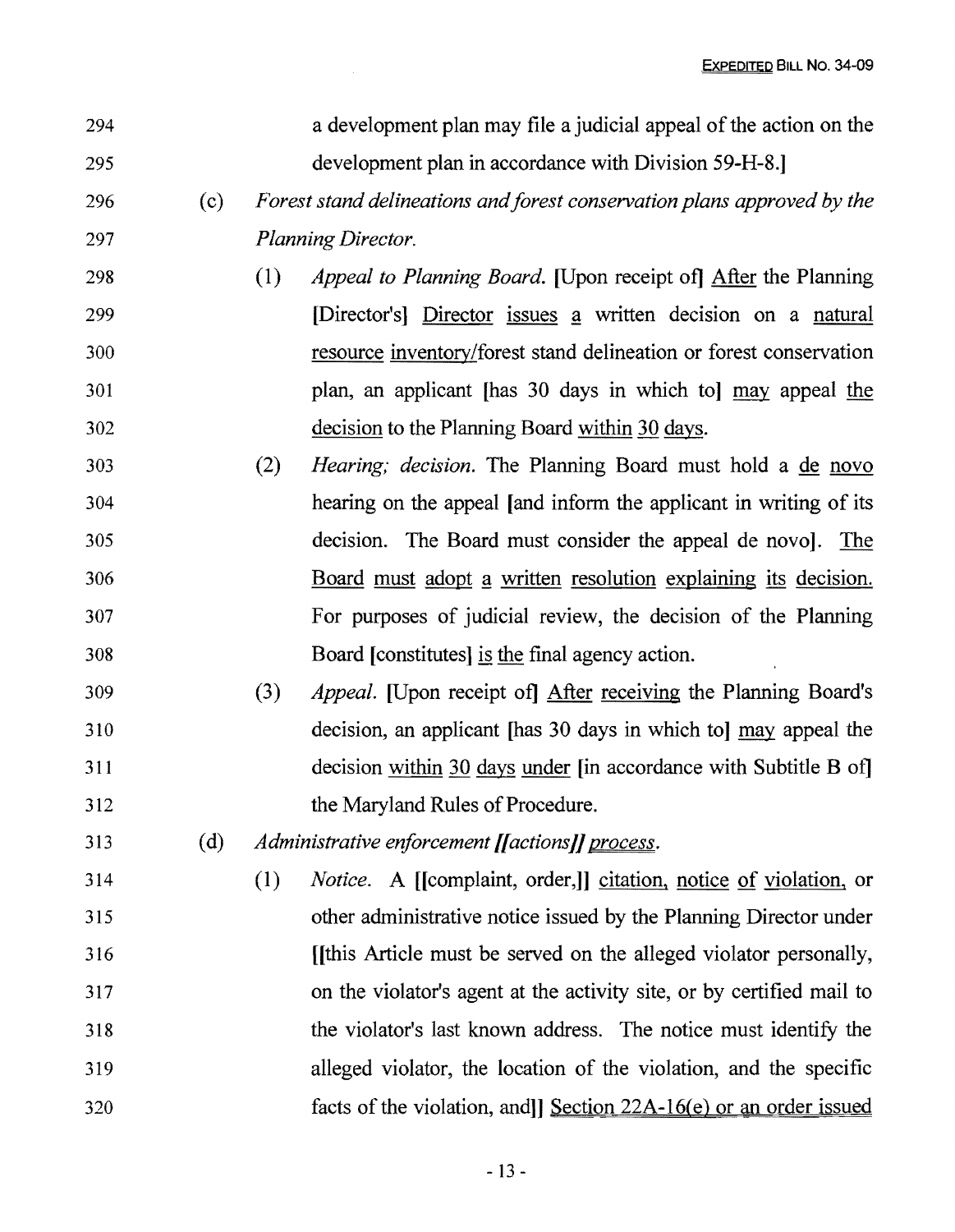a development plan may file a judicial appeal of the action on the development plan in accordance with Division 59-H-8.]

(c) *Forest stand delineations and forest conservation plans approved by the Planning Director.*

(1) *Appeal to Planning Board.* [Upon receipt of] After the Planning [Director's] Director issues a written decision on a natural resource inventory/forest stand delineation or forest conservation plan, an applicant [has 30 days in which to] may appeal the decision to the Planning Board within 30 days.

(2) *Hearing; decision.* The Planning Board must hold a de novo hearing on the appeal [and inform the applicant in writing of its decision. The Board must consider the appeal de novo]. The Board must adopt a written resolution explaining its decision. For purposes of judicial review, the decision of the Planning Board [constitutes] is the final agency action.

(3) *Appeal.* [Upon receipt of] After receiving the Planning Board's decision, an applicant [has 30 days in which to] may appeal the decision within 30 days under [in accordance with Subtitle B of] the Maryland Rules of Procedure.

(d) *Administrative enforcement [[actions]] process.*

(1) *Notice.* A [[complaint, order,]] citation, notice of violation, or other administrative notice issued by the Planning Director under [[this Article must be served on the alleged violator personally, on the violator's agent at the activity site, or by certified mail to the violator's last known address. The notice must identify the alleged violator, the location of the violation, and the specific facts of the violation, and]] Section 22A-16(e) or an order issued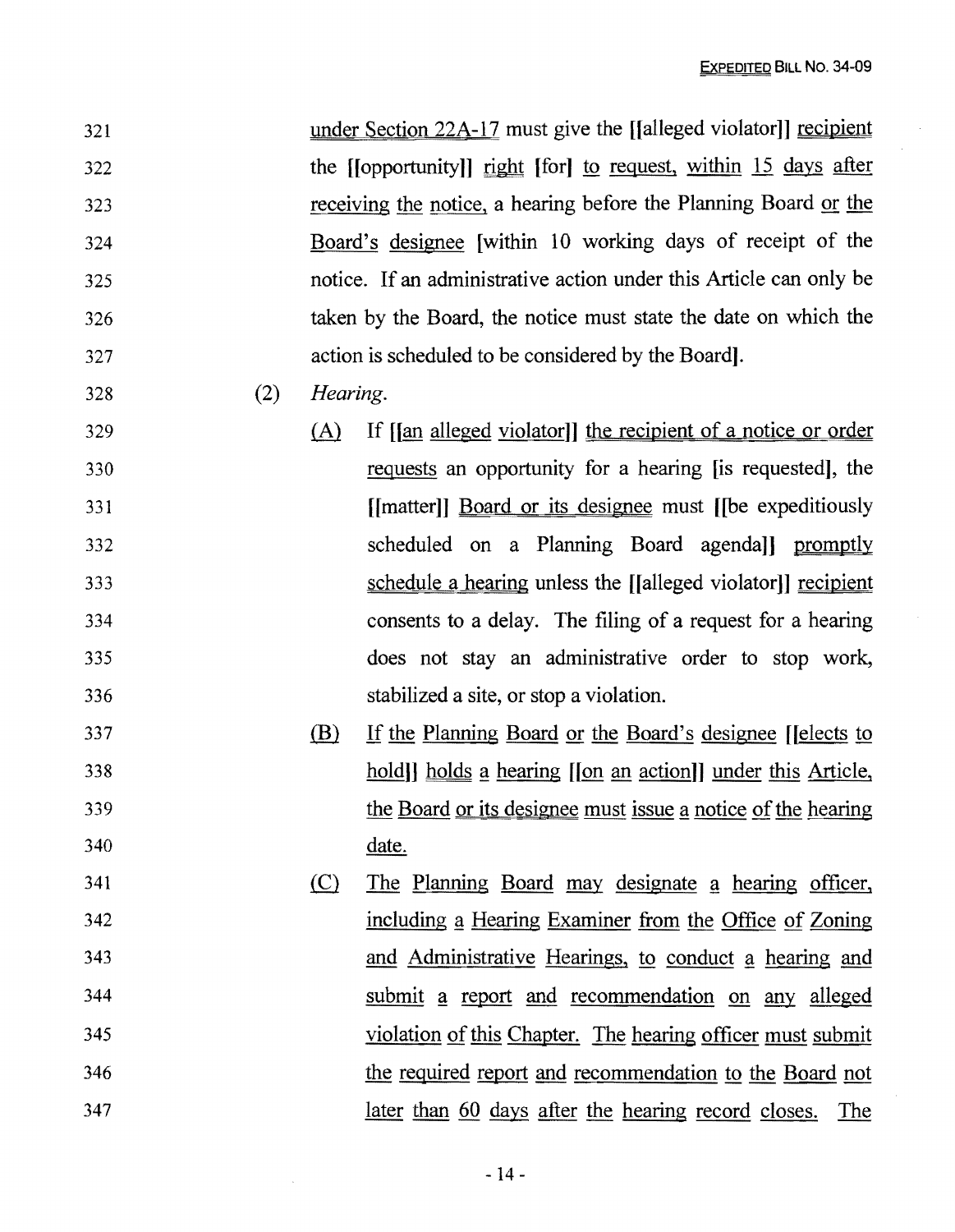under Section 22A-17 must give the [[alleged violator]] recipient the [[opportunity]] right [for] to request, within 15 days after receiving the notice, a hearing before the Planning Board or the Board's designee [within 10 working days of receipt of the notice. If an administrative action under this Article can only be taken by the Board, the notice must state the date on which the action is scheduled to be considered by the Board].

(2) *Hearing.*

(A) If [[an alleged violator]] the recipient of a notice or order requests an opportunity for a hearing [is requested], the [[matter]] Board or its designee must [[be expeditiously scheduled on a Planning Board agenda]] promptly schedule a hearing unless the [[alleged violator]] recipient consents to a delay. The filing of a request for a hearing does not stay an administrative order to stop work, stabilized a site, or stop a violation.

(B) If the Planning Board or the Board's designee [[elects to hold]] holds a hearing [[on an action]] under this Article, the Board or its designee must issue a notice of the hearing date.

(C) The Planning Board may designate a hearing officer, including a Hearing Examiner from the Office of Zoning and Administrative Hearings, to conduct a hearing and submit a report and recommendation on any alleged violation of this Chapter. The hearing officer must submit the required report and recommendation to the Board not later than 60 days after the hearing record closes. The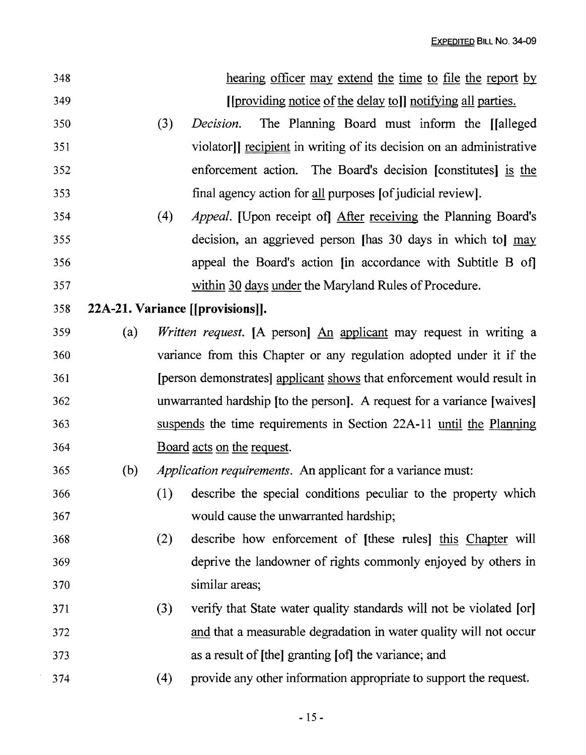348 hearing officer may extend the time to file the report by

349 [[providing notice of the delay to]] notifying all parties.

350 (3) *Decision.* The Planning Board must inform the [[alleged

351 violator]] recipient in writing of its decision on an administrative

352 enforcement action. The Board's decision [constitutes] is the

353 final agency action for all purposes [of judicial review].

354 (4) *Appeal.* [Upon receipt of] After receiving the Planning Board's

355 decision, an aggrieved person [has 30 days in which to] may

356 appeal the Board's action [in accordance with Subtitle B of]

357 within 30 days under the Maryland Rules of Procedure.

358 **22A-21. Variance [[provisions]].**

359 (a) *Written request.* [A person] An applicant may request in writing a

360 variance from this Chapter or any regulation adopted under it if the

361 [person demonstrates] applicant shows that enforcement would result in

362 unwarranted hardship [to the person]. A request for a variance [waives]

363 suspends the time requirements in Section 22A-11 until the Planning

364 Board acts on the request.

365 (b) *Application requirements.* An applicant for a variance must:

366 (1) describe the special conditions peculiar to the property which

367 would cause the unwarranted hardship;

368 (2) describe how enforcement of [these rules] this Chapter will

369 deprive the landowner of rights commonly enjoyed by others in

370 similar areas;

371 (3) verify that State water quality standards will not be violated [or]

372 and that a measurable degradation in water quality will not occur

373 as a result of [the] granting [of] the variance; and

374 (4) provide any other information appropriate to support the request.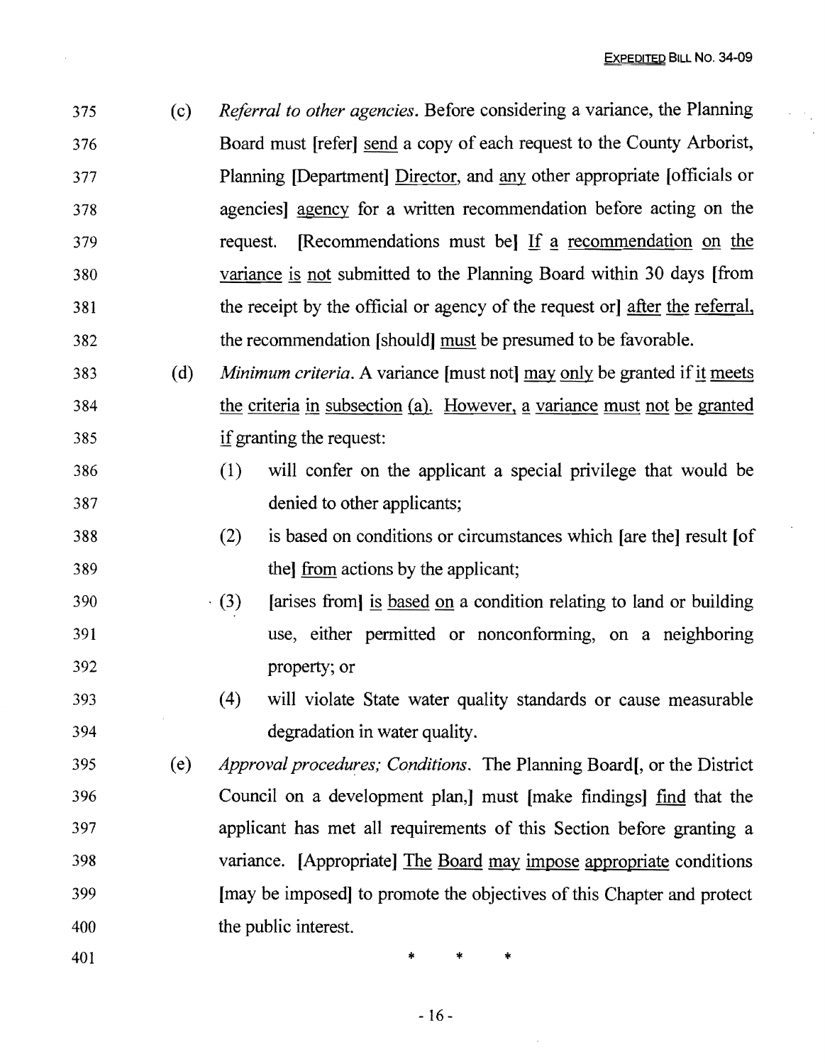375 (c) *Referral to other agencies*. Before considering a variance, the Planning
376 Board must [refer] send a copy of each request to the County Arborist,
377 Planning [Department] Director, and any other appropriate [officials or
378 agencies] agency for a written recommendation before acting on the
379 request. [Recommendations must be] If a recommendation on the
380 variance is not submitted to the Planning Board within 30 days [from
381 the receipt by the official or agency of the request or] after the referral,
382 the recommendation [should] must be presumed to be favorable.

383 (d) *Minimum criteria*. A variance [must not] may only be granted if it meets
384 the criteria in subsection (a). However, a variance must not be granted
385 if granting the request:

386 (1) will confer on the applicant a special privilege that would be
387 denied to other applicants;

388 (2) is based on conditions or circumstances which [are the] result [of
389 the] from actions by the applicant;

390 (3) [arises from] is based on a condition relating to land or building
391 use, either permitted or nonconforming, on a neighboring
392 property; or

393 (4) will violate State water quality standards or cause measurable
394 degradation in water quality.

395 (e) *Approval procedures; Conditions*. The Planning Board[, or the District
396 Council on a development plan,] must [make findings] find that the
397 applicant has met all requirements of this Section before granting a
398 variance. [Appropriate] The Board may impose appropriate conditions
399 [may be imposed] to promote the objectives of this Chapter and protect
400 the public interest.

401 * * *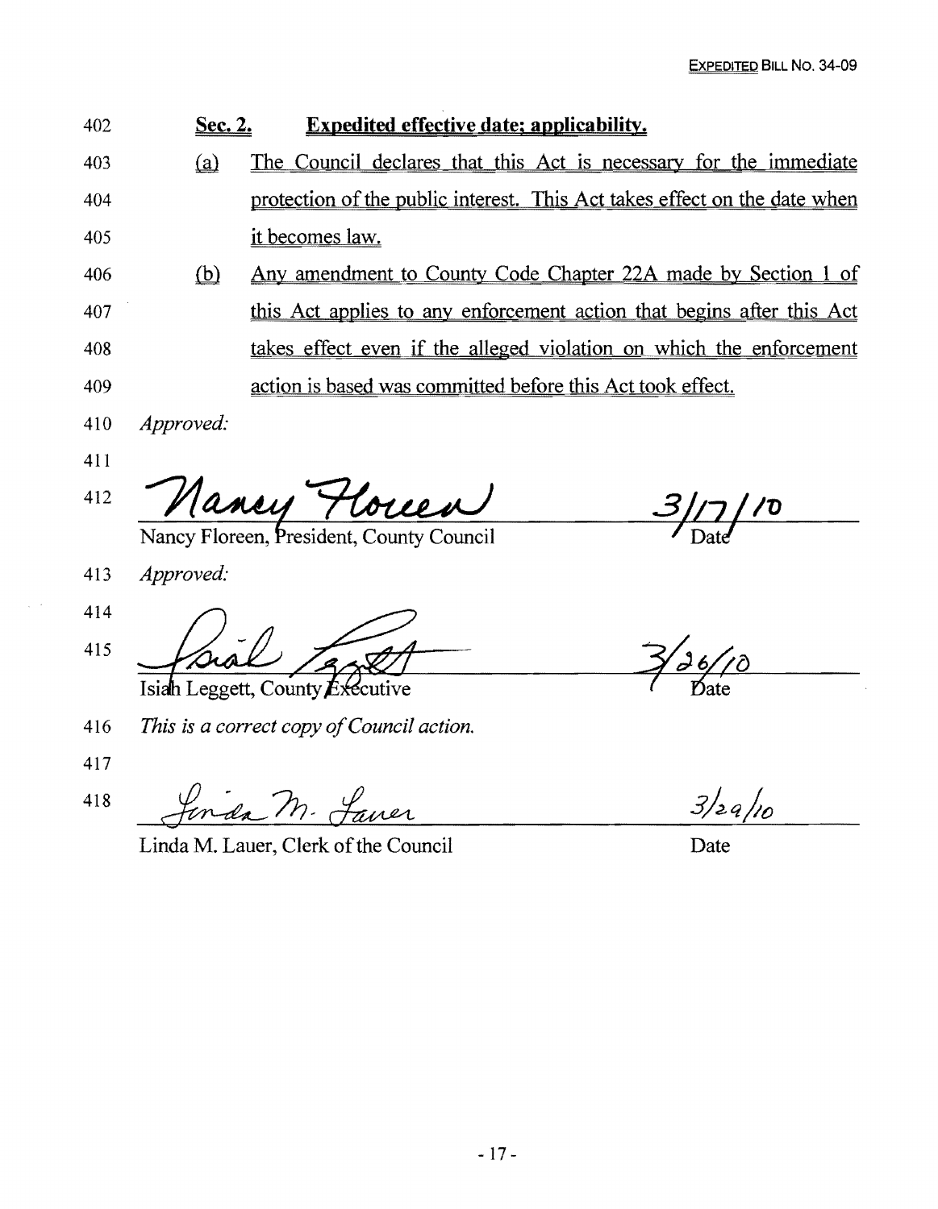402 **Sec. 2. Expedited effective date; applicability.**

403 (a) The Council declares that this Act is necessary for the immediate

404 protection of the public interest. This Act takes effect on the date when

405 it becomes law.

406 (b) Any amendment to County Code Chapter 22A made by Section 1 of

407 this Act applies to any enforcement action that begins after this Act

408 takes effect even if the alleged violation on which the enforcement

409 action is based was committed before this Act took effect.

410 *Approved:*

411

412 Nancy Floreen — 3/17/10

Nancy Floreen, President, County Council — Date

413 *Approved:*

414

415 Isiah Leggett — 3/26/10

Isiah Leggett, County Executive — Date

416 *This is a correct copy of Council action.*

417

418 Linda M. Lauer — 3/29/10

Linda M. Lauer, Clerk of the Council — Date